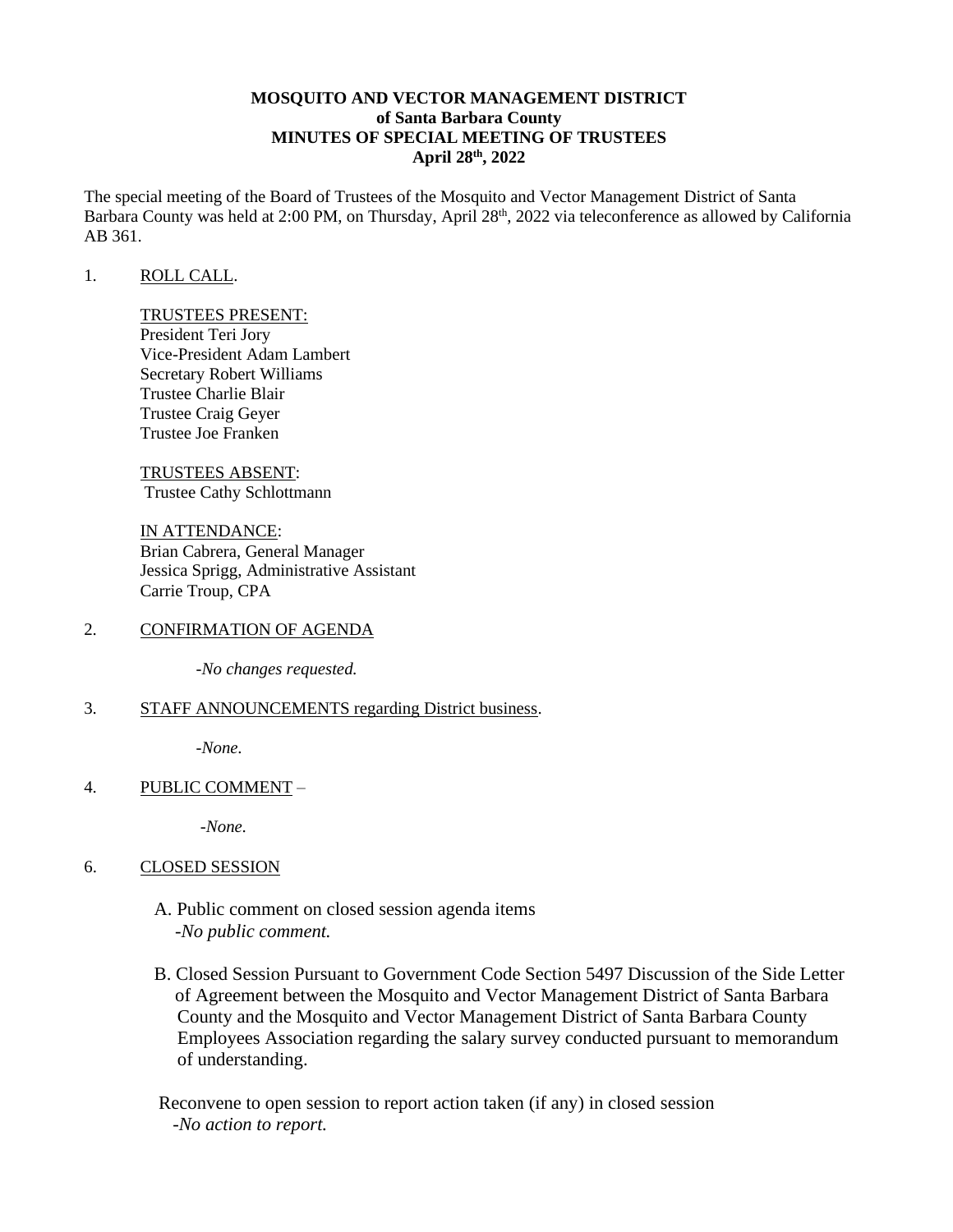**MOSQUITO AND VECTOR MANAGEMENT DISTRICT**
**of Santa Barbara County**
**MINUTES OF SPECIAL MEETING OF TRUSTEES**
**April 28th, 2022**

The special meeting of the Board of Trustees of the Mosquito and Vector Management District of Santa Barbara County was held at 2:00 PM, on Thursday, April 28th, 2022 via teleconference as allowed by California AB 361.

1. ROLL CALL.

   TRUSTEES PRESENT:
   President Teri Jory
   Vice-President Adam Lambert
   Secretary Robert Williams
   Trustee Charlie Blair
   Trustee Craig Geyer
   Trustee Joe Franken

   TRUSTEES ABSENT:
   Trustee Cathy Schlottmann

   IN ATTENDANCE:
   Brian Cabrera, General Manager
   Jessica Sprigg, Administrative Assistant
   Carrie Troup, CPA

2. CONFIRMATION OF AGENDA

   *-No changes requested.*

3. STAFF ANNOUNCEMENTS regarding District business.

   *-None.*

4. PUBLIC COMMENT –

   *-None.*

6. CLOSED SESSION

   A. Public comment on closed session agenda items
   *-No public comment.*

   B. Closed Session Pursuant to Government Code Section 5497 Discussion of the Side Letter of Agreement between the Mosquito and Vector Management District of Santa Barbara County and the Mosquito and Vector Management District of Santa Barbara County Employees Association regarding the salary survey conducted pursuant to memorandum of understanding.

   Reconvene to open session to report action taken (if any) in closed session
   *-No action to report.*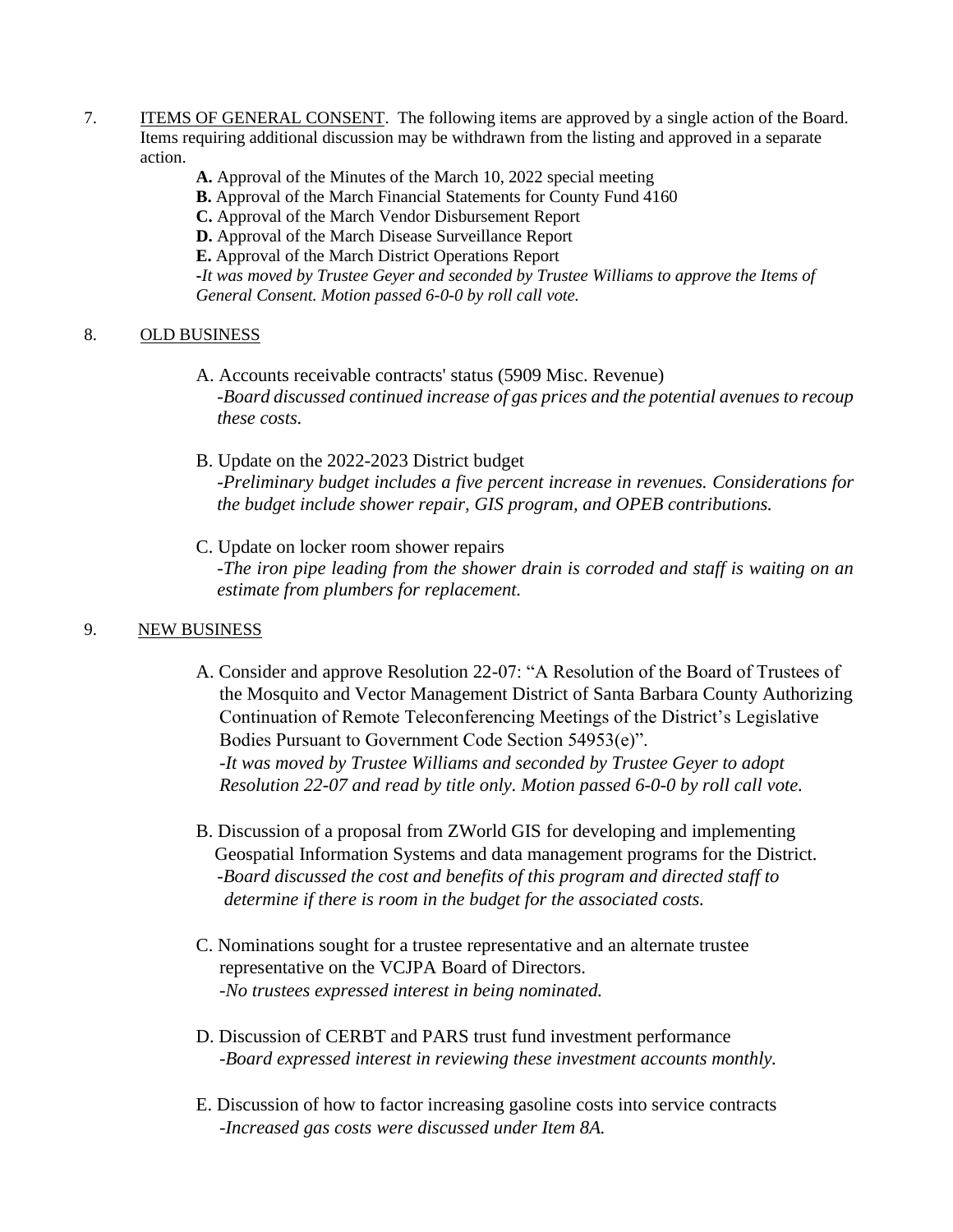7. <u>ITEMS OF GENERAL CONSENT</u>. The following items are approved by a single action of the Board. Items requiring additional discussion may be withdrawn from the listing and approved in a separate action.

   **A.** Approval of the Minutes of the March 10, 2022 special meeting
   **B.** Approval of the March Financial Statements for County Fund 4160
   **C.** Approval of the March Vendor Disbursement Report
   **D.** Approval of the March Disease Surveillance Report
   **E.** Approval of the March District Operations Report
   *-It was moved by Trustee Geyer and seconded by Trustee Williams to approve the Items of General Consent. Motion passed 6-0-0 by roll call vote.*

8. <u>OLD BUSINESS</u>

   A. Accounts receivable contracts' status (5909 Misc. Revenue)
   *-Board discussed continued increase of gas prices and the potential avenues to recoup these costs.*

   B. Update on the 2022-2023 District budget
   *-Preliminary budget includes a five percent increase in revenues. Considerations for the budget include shower repair, GIS program, and OPEB contributions.*

   C. Update on locker room shower repairs
   *-The iron pipe leading from the shower drain is corroded and staff is waiting on an estimate from plumbers for replacement.*

9. <u>NEW BUSINESS</u>

   A. Consider and approve Resolution 22-07: "A Resolution of the Board of Trustees of the Mosquito and Vector Management District of Santa Barbara County Authorizing Continuation of Remote Teleconferencing Meetings of the District's Legislative Bodies Pursuant to Government Code Section 54953(e)".
   *-It was moved by Trustee Williams and seconded by Trustee Geyer to adopt Resolution 22-07 and read by title only. Motion passed 6-0-0 by roll call vote.*

   B. Discussion of a proposal from ZWorld GIS for developing and implementing Geospatial Information Systems and data management programs for the District.
   *-Board discussed the cost and benefits of this program and directed staff to determine if there is room in the budget for the associated costs.*

   C. Nominations sought for a trustee representative and an alternate trustee representative on the VCJPA Board of Directors.
   *-No trustees expressed interest in being nominated.*

   D. Discussion of CERBT and PARS trust fund investment performance
   *-Board expressed interest in reviewing these investment accounts monthly.*

   E. Discussion of how to factor increasing gasoline costs into service contracts
   *-Increased gas costs were discussed under Item 8A.*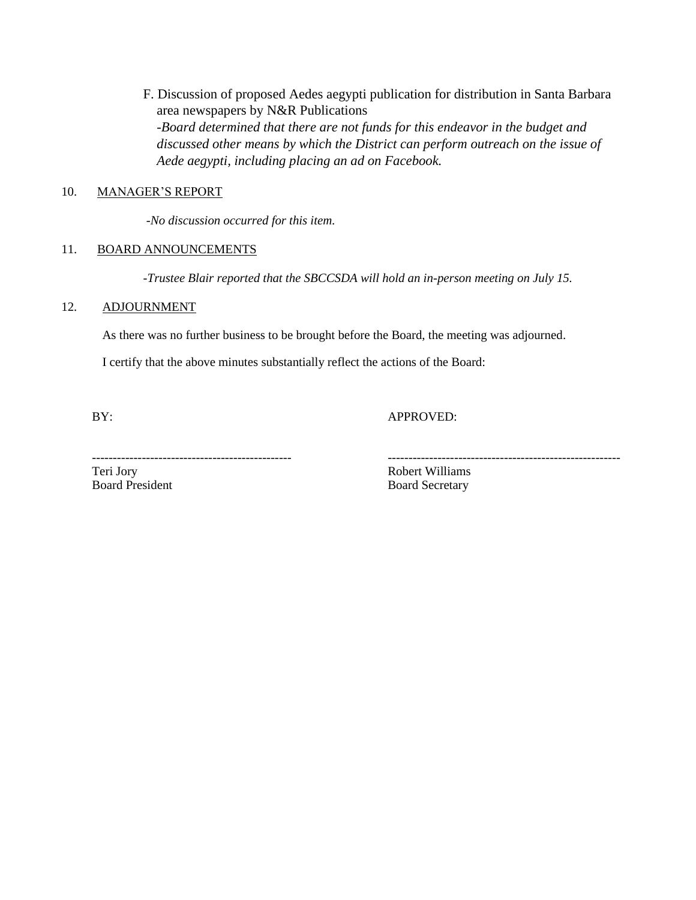F. Discussion of proposed Aedes aegypti publication for distribution in Santa Barbara area newspapers by N&R Publications
*-Board determined that there are not funds for this endeavor in the budget and discussed other means by which the District can perform outreach on the issue of Aede aegypti, including placing an ad on Facebook.*

10. MANAGER'S REPORT

*-No discussion occurred for this item.*

11. BOARD ANNOUNCEMENTS

*-Trustee Blair reported that the SBCCSDA will hold an in-person meeting on July 15.*

12. ADJOURNMENT

As there was no further business to be brought before the Board, the meeting was adjourned.

I certify that the above minutes substantially reflect the actions of the Board:

BY:

-----------------------------------------------
Teri Jory
Board President

APPROVED:

-------------------------------------------------------
Robert Williams
Board Secretary